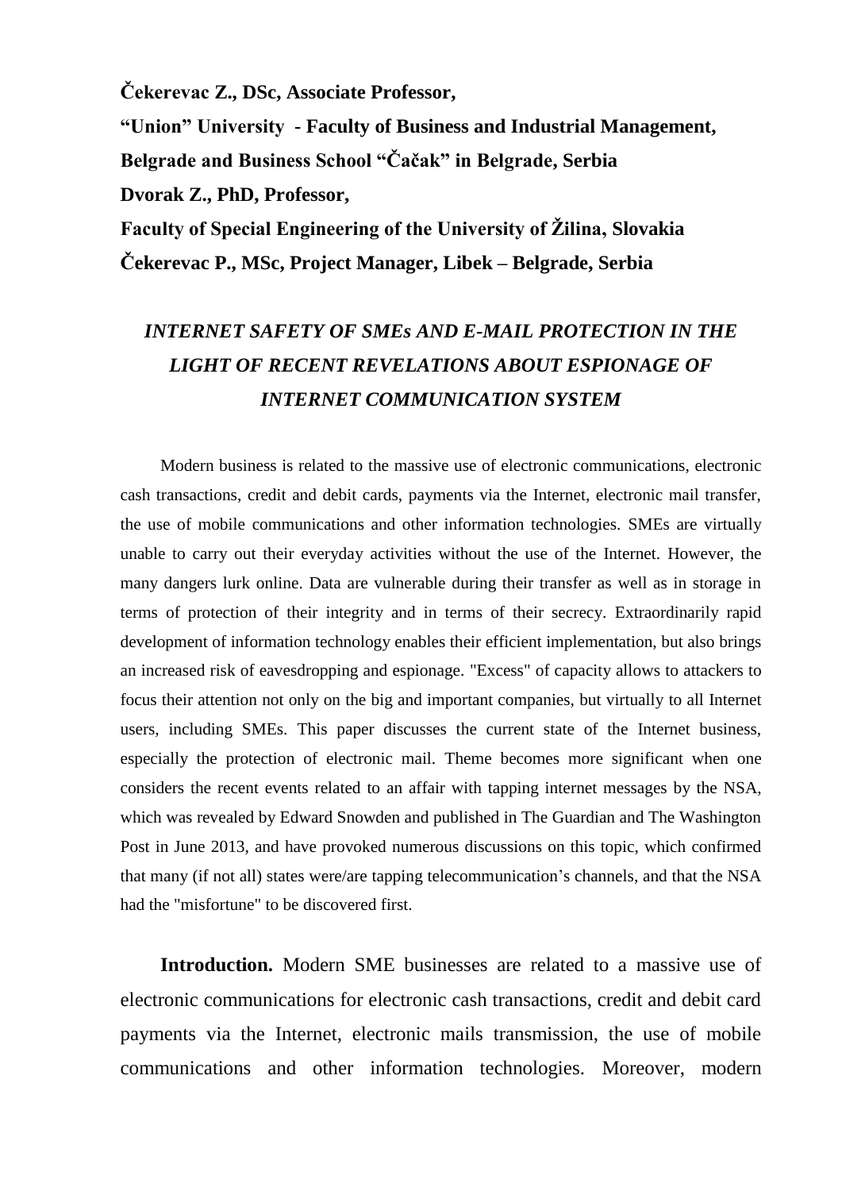**Čekerevac Z., DSc, Associate Professor,**

**"Union" University - Faculty of Business and Industrial Management, Belgrade and Business School "Čačak" in Belgrade, Serbia**

**Dvorak Z., PhD, Professor,**

**Faculty of Special Engineering of the University of Žilina, Slovakia**

**Čekerevac P., MSc, Project Manager, Libek – Belgrade, Serbia**

# *INTERNET SAFETY OF SMEs AND E-MAIL PROTECTION IN THE LIGHT OF RECENT REVELATIONS ABOUT ESPIONAGE OF INTERNET COMMUNICATION SYSTEM*

Modern business is related to the massive use of electronic communications, electronic cash transactions, credit and debit cards, payments via the Internet, electronic mail transfer, the use of mobile communications and other information technologies. SMEs are virtually unable to carry out their everyday activities without the use of the Internet. However, the many dangers lurk online. Data are vulnerable during their transfer as well as in storage in terms of protection of their integrity and in terms of their secrecy. Extraordinarily rapid development of information technology enables their efficient implementation, but also brings an increased risk of eavesdropping and espionage. "Excess" of capacity allows to attackers to focus their attention not only on the big and important companies, but virtually to all Internet users, including SMEs. This paper discusses the current state of the Internet business, especially the protection of electronic mail. Theme becomes more significant when one considers the recent events related to an affair with tapping internet messages by the NSA, which was revealed by Edward Snowden and published in The Guardian and The Washington Post in June 2013, and have provoked numerous discussions on this topic, which confirmed that many (if not all) states were/are tapping telecommunication's channels, and that the NSA had the "misfortune" to be discovered first.

**Introduction.** Modern SME businesses are related to a massive use of electronic communications for electronic cash transactions, credit and debit card payments via the Internet, electronic mails transmission, the use of mobile communications and other information technologies. Moreover, modern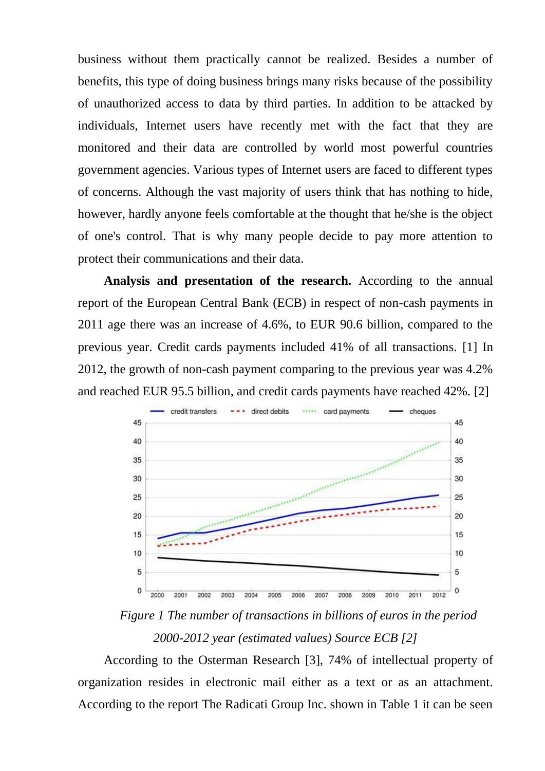business without them practically cannot be realized. Besides a number of benefits, this type of doing business brings many risks because of the possibility of unauthorized access to data by third parties. In addition to be attacked by individuals, Internet users have recently met with the fact that they are monitored and their data are controlled by world most powerful countries government agencies. Various types of Internet users are faced to different types of concerns. Although the vast majority of users think that has nothing to hide, however, hardly anyone feels comfortable at the thought that he/she is the object of one's control. That is why many people decide to pay more attention to protect their communications and their data.

**Analysis and presentation of the research.** According to the annual report of the European Central Bank (ECB) in respect of non-cash payments in 2011 age there was an increase of 4.6%, to EUR 90.6 billion, compared to the previous year. Credit cards payments included 41% of all transactions. [1] In 2012, the growth of non-cash payment comparing to the previous year was 4.2% and reached EUR 95.5 billion, and credit cards payments have reached 42%. [2]

*Figure 1 The number of transactions in billions of euros in the period 2000-2012 year (estimated values) Source ECB [2]*

According to the Osterman Research [3], 74% of intellectual property of organization resides in electronic mail either as a text or as an attachment. According to the report The Radicati Group Inc. shown in Table 1 it can be seen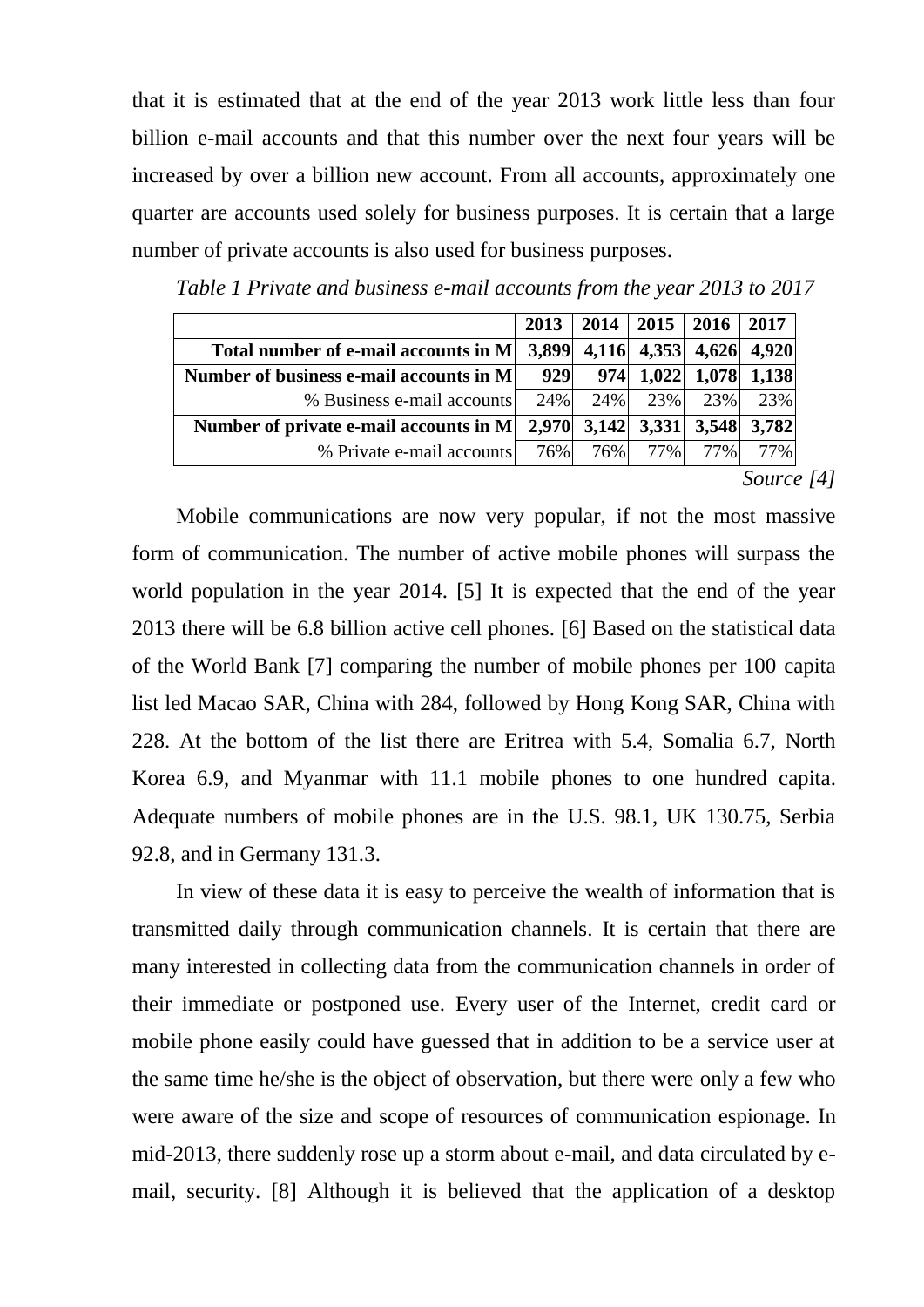that it is estimated that at the end of the year 2013 work little less than four billion e-mail accounts and that this number over the next four years will be increased by over a billion new account. From all accounts, approximately one quarter are accounts used solely for business purposes. It is certain that a large number of private accounts is also used for business purposes.

*Table 1 Private and business e-mail accounts from the year 2013 to 2017*

| | 2013 | 2014 | 2015 | 2016 | 2017 |
|---|---|---|---|---|---|
| **Total number of e-mail accounts in M** | **3,899** | **4,116** | **4,353** | **4,626** | **4,920** |
| **Number of business e-mail accounts in M** | **929** | **974** | **1,022** | **1,078** | **1,138** |
| % Business e-mail accounts | 24% | 24% | 23% | 23% | 23% |
| **Number of private e-mail accounts in M** | **2,970** | **3,142** | **3,331** | **3,548** | **3,782** |
| % Private e-mail accounts | 76% | 76% | 77% | 77% | 77% |

*Source [4]*

Mobile communications are now very popular, if not the most massive form of communication. The number of active mobile phones will surpass the world population in the year 2014. [5] It is expected that the end of the year 2013 there will be 6.8 billion active cell phones. [6] Based on the statistical data of the World Bank [7] comparing the number of mobile phones per 100 capita list led Macao SAR, China with 284, followed by Hong Kong SAR, China with 228. At the bottom of the list there are Eritrea with 5.4, Somalia 6.7, North Korea 6.9, and Myanmar with 11.1 mobile phones to one hundred capita. Adequate numbers of mobile phones are in the U.S. 98.1, UK 130.75, Serbia 92.8, and in Germany 131.3.

In view of these data it is easy to perceive the wealth of information that is transmitted daily through communication channels. It is certain that there are many interested in collecting data from the communication channels in order of their immediate or postponed use. Every user of the Internet, credit card or mobile phone easily could have guessed that in addition to be a service user at the same time he/she is the object of observation, but there were only a few who were aware of the size and scope of resources of communication espionage. In mid-2013, there suddenly rose up a storm about e-mail, and data circulated by e-mail, security. [8] Although it is believed that the application of a desktop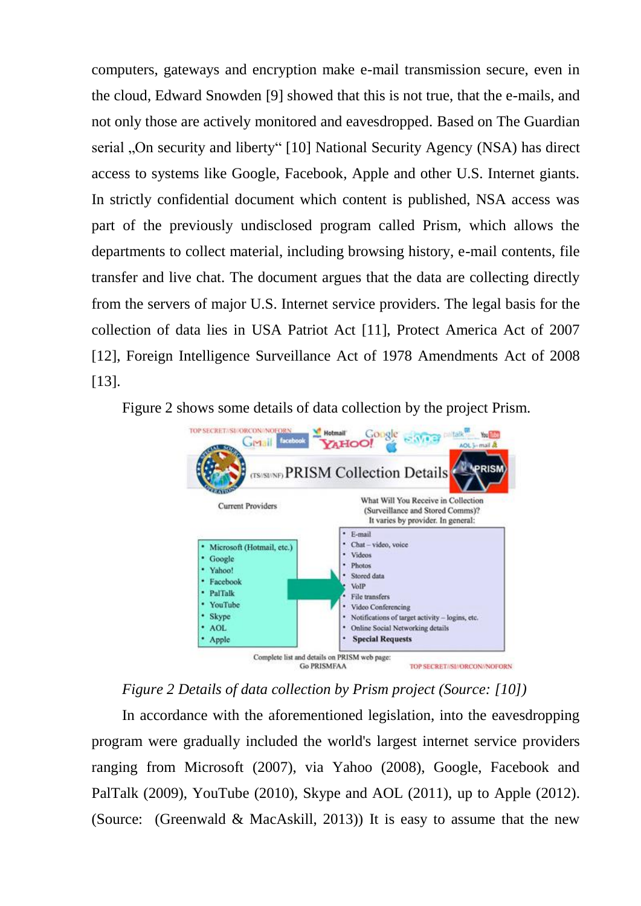computers, gateways and encryption make e-mail transmission secure, even in the cloud, Edward Snowden [9] showed that this is not true, that the e-mails, and not only those are actively monitored and eavesdropped. Based on The Guardian serial „On security and liberty“ [10] National Security Agency (NSA) has direct access to systems like Google, Facebook, Apple and other U.S. Internet giants. In strictly confidential document which content is published, NSA access was part of the previously undisclosed program called Prism, which allows the departments to collect material, including browsing history, e-mail contents, file transfer and live chat. The document argues that the data are collecting directly from the servers of major U.S. Internet service providers. The legal basis for the collection of data lies in USA Patriot Act [11], Protect America Act of 2007 [12], Foreign Intelligence Surveillance Act of 1978 Amendments Act of 2008 [13].

Figure 2 shows some details of data collection by the project Prism.

*Figure 2 Details of data collection by Prism project (Source: [10])*

In accordance with the aforementioned legislation, into the eavesdropping program were gradually included the world's largest internet service providers ranging from Microsoft (2007), via Yahoo (2008), Google, Facebook and PalTalk (2009), YouTube (2010), Skype and AOL (2011), up to Apple (2012). (Source: (Greenwald & MacAskill, 2013)) It is easy to assume that the new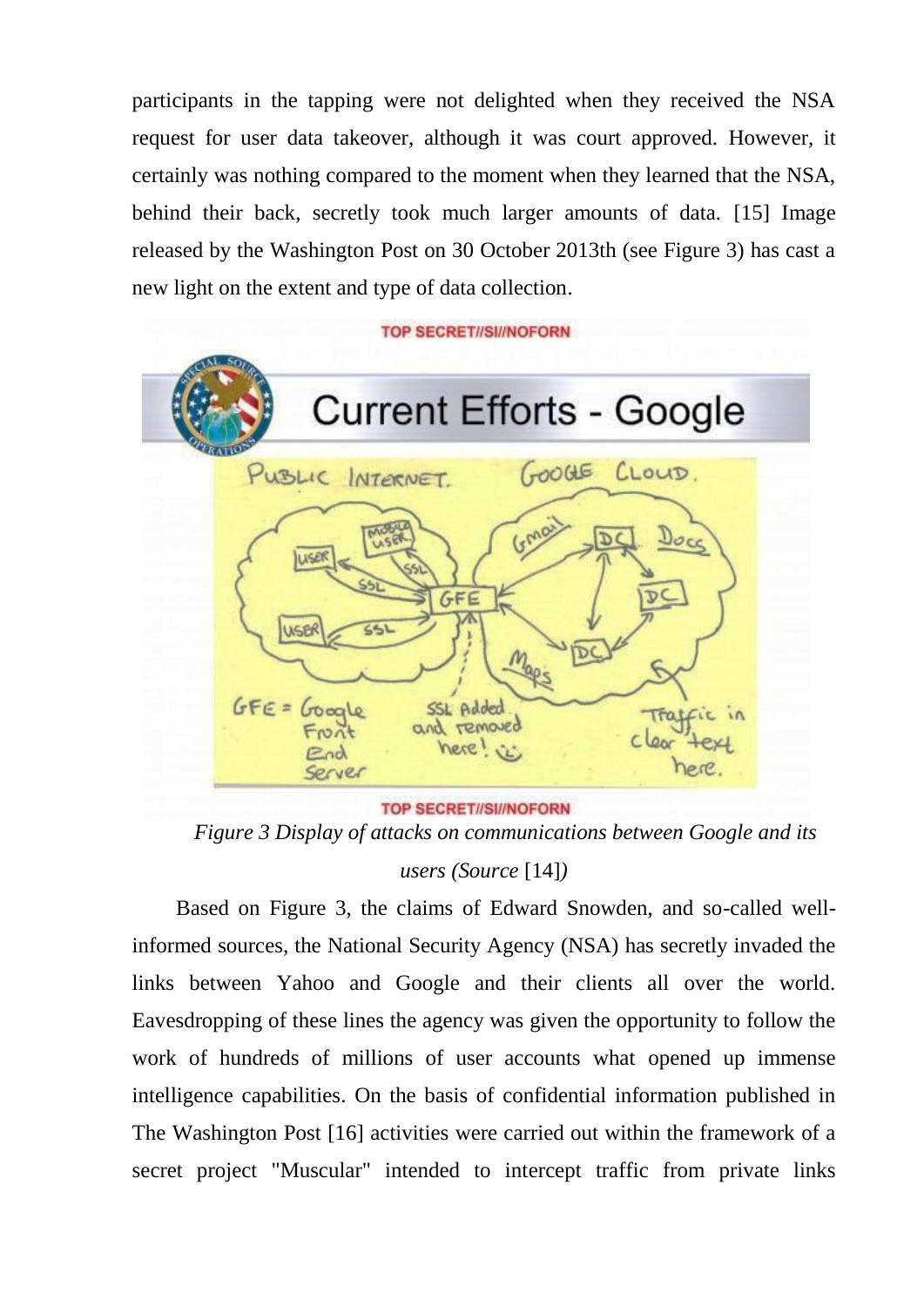participants in the tapping were not delighted when they received the NSA request for user data takeover, although it was court approved. However, it certainly was nothing compared to the moment when they learned that the NSA, behind their back, secretly took much larger amounts of data. [15] Image released by the Washington Post on 30 October 2013th (see Figure 3) has cast a new light on the extent and type of data collection.

*Figure 3 Display of attacks on communications between Google and its users (Source* [14]*)*

Based on Figure 3, the claims of Edward Snowden, and so-called well-informed sources, the National Security Agency (NSA) has secretly invaded the links between Yahoo and Google and their clients all over the world. Eavesdropping of these lines the agency was given the opportunity to follow the work of hundreds of millions of user accounts what opened up immense intelligence capabilities. On the basis of confidential information published in The Washington Post [16] activities were carried out within the framework of a secret project "Muscular" intended to intercept traffic from private links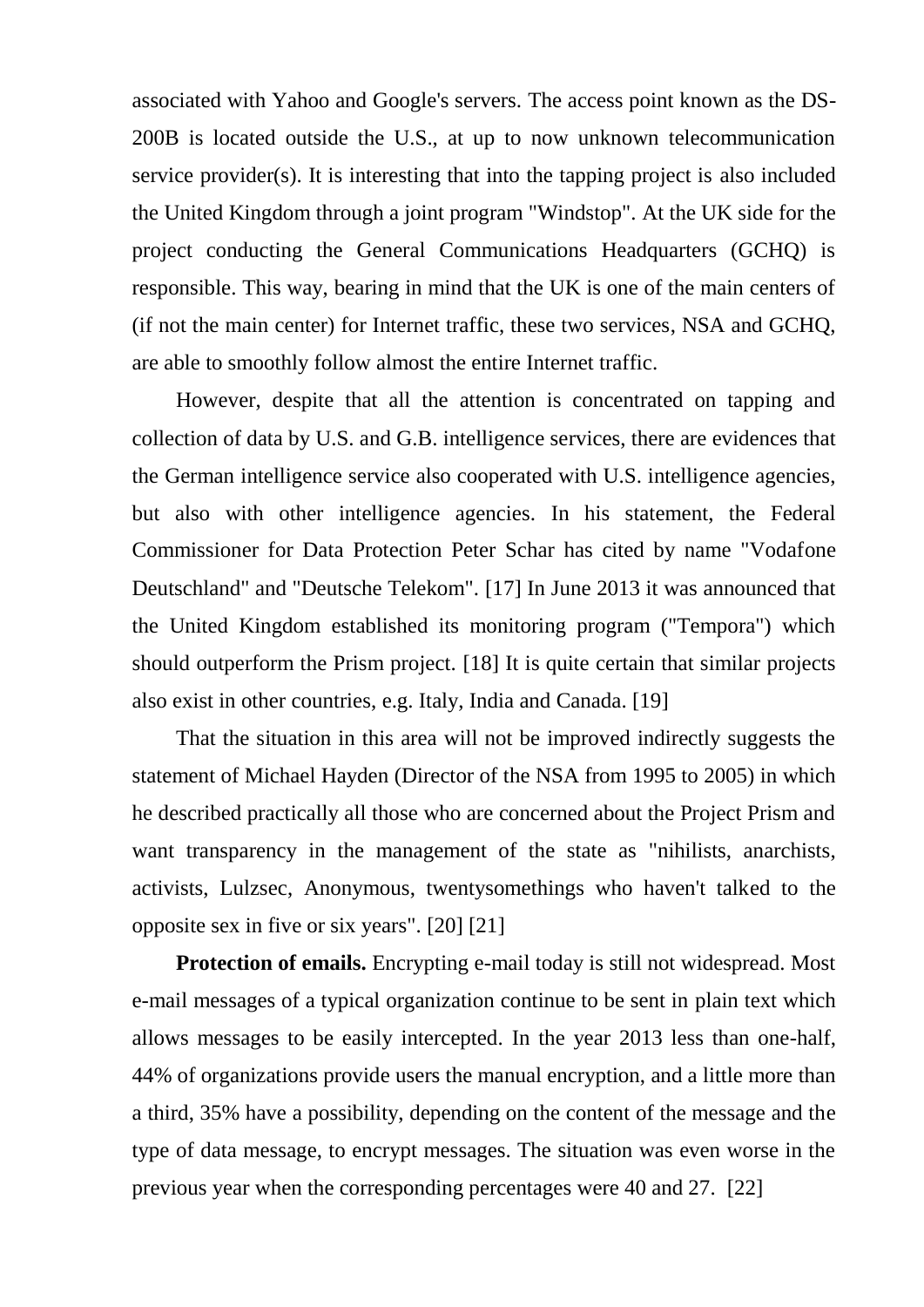associated with Yahoo and Google's servers. The access point known as the DS-200B is located outside the U.S., at up to now unknown telecommunication service provider(s). It is interesting that into the tapping project is also included the United Kingdom through a joint program "Windstop". At the UK side for the project conducting the General Communications Headquarters (GCHQ) is responsible. This way, bearing in mind that the UK is one of the main centers of (if not the main center) for Internet traffic, these two services, NSA and GCHQ, are able to smoothly follow almost the entire Internet traffic.

However, despite that all the attention is concentrated on tapping and collection of data by U.S. and G.B. intelligence services, there are evidences that the German intelligence service also cooperated with U.S. intelligence agencies, but also with other intelligence agencies. In his statement, the Federal Commissioner for Data Protection Peter Schar has cited by name "Vodafone Deutschland" and "Deutsche Telekom". [17] In June 2013 it was announced that the United Kingdom established its monitoring program ("Tempora") which should outperform the Prism project. [18] It is quite certain that similar projects also exist in other countries, e.g. Italy, India and Canada. [19]

That the situation in this area will not be improved indirectly suggests the statement of Michael Hayden (Director of the NSA from 1995 to 2005) in which he described practically all those who are concerned about the Project Prism and want transparency in the management of the state as "nihilists, anarchists, activists, Lulzsec, Anonymous, twentysomethings who haven't talked to the opposite sex in five or six years". [20] [21]

**Protection of emails.** Encrypting e-mail today is still not widespread. Most e-mail messages of a typical organization continue to be sent in plain text which allows messages to be easily intercepted. In the year 2013 less than one-half, 44% of organizations provide users the manual encryption, and a little more than a third, 35% have a possibility, depending on the content of the message and the type of data message, to encrypt messages. The situation was even worse in the previous year when the corresponding percentages were 40 and 27. [22]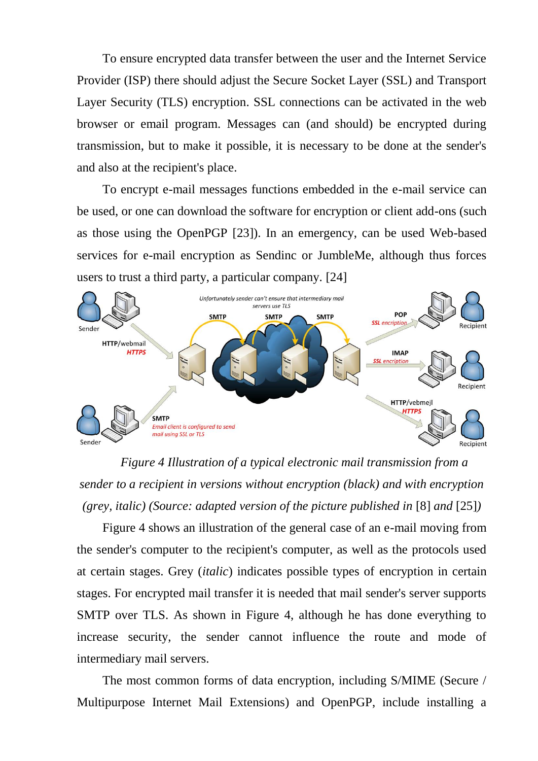To ensure encrypted data transfer between the user and the Internet Service Provider (ISP) there should adjust the Secure Socket Layer (SSL) and Transport Layer Security (TLS) encryption. SSL connections can be activated in the web browser or email program. Messages can (and should) be encrypted during transmission, but to make it possible, it is necessary to be done at the sender's and also at the recipient's place.

To encrypt e-mail messages functions embedded in the e-mail service can be used, or one can download the software for encryption or client add-ons (such as those using the OpenPGP [23]). In an emergency, can be used Web-based services for e-mail encryption as Sendinc or JumbleMe, although thus forces users to trust a third party, a particular company. [24]

*Figure 4 Illustration of a typical electronic mail transmission from a sender to a recipient in versions without encryption (black) and with encryption (grey, italic) (Source: adapted version of the picture published in* [8] *and* [25]*)*

Figure 4 shows an illustration of the general case of an e-mail moving from the sender's computer to the recipient's computer, as well as the protocols used at certain stages. Grey (*italic*) indicates possible types of encryption in certain stages. For encrypted mail transfer it is needed that mail sender's server supports SMTP over TLS. As shown in Figure 4, although he has done everything to increase security, the sender cannot influence the route and mode of intermediary mail servers.

The most common forms of data encryption, including S/MIME (Secure / Multipurpose Internet Mail Extensions) and OpenPGP, include installing a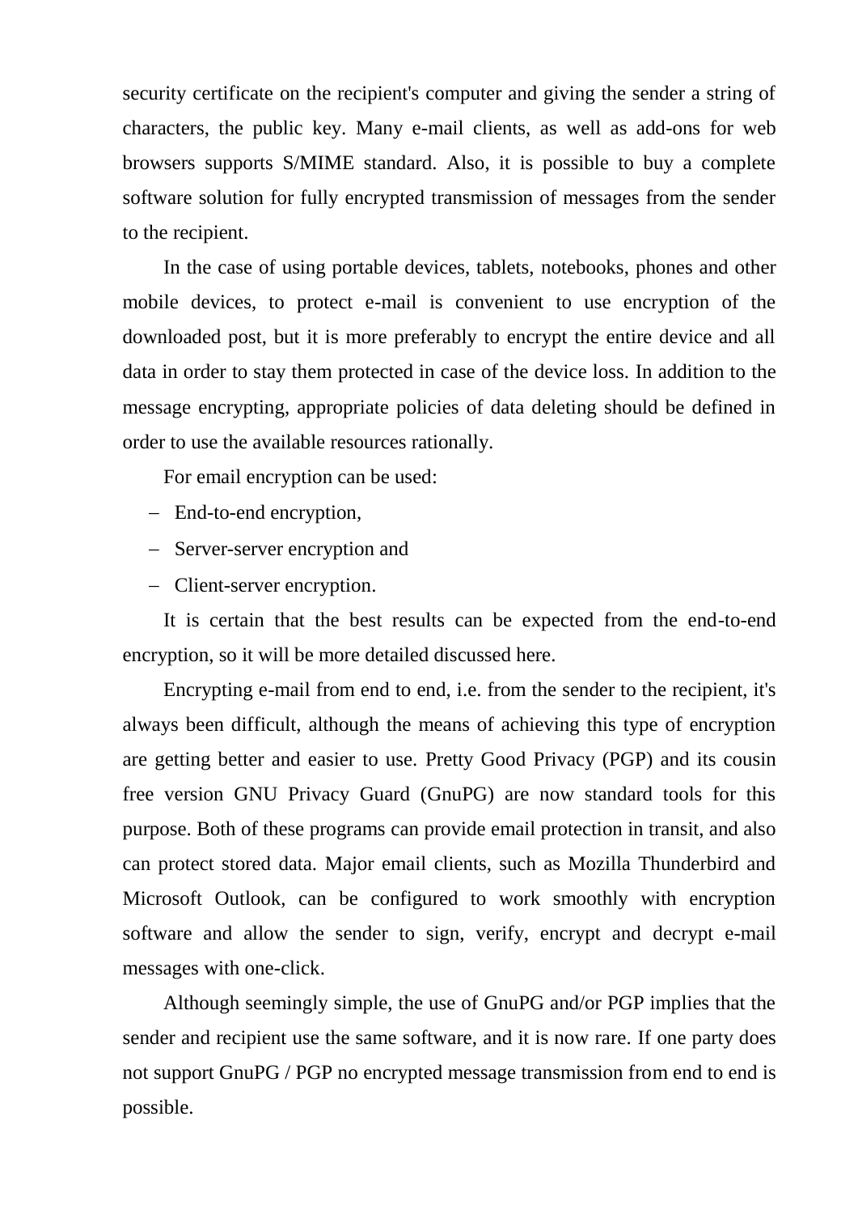security certificate on the recipient's computer and giving the sender a string of characters, the public key. Many e-mail clients, as well as add-ons for web browsers supports S/MIME standard. Also, it is possible to buy a complete software solution for fully encrypted transmission of messages from the sender to the recipient.

In the case of using portable devices, tablets, notebooks, phones and other mobile devices, to protect e-mail is convenient to use encryption of the downloaded post, but it is more preferably to encrypt the entire device and all data in order to stay them protected in case of the device loss. In addition to the message encrypting, appropriate policies of data deleting should be defined in order to use the available resources rationally.

For email encryption can be used:

- End-to-end encryption,
- Server-server encryption and
- Client-server encryption.

It is certain that the best results can be expected from the end-to-end encryption, so it will be more detailed discussed here.

Encrypting e-mail from end to end, i.e. from the sender to the recipient, it's always been difficult, although the means of achieving this type of encryption are getting better and easier to use. Pretty Good Privacy (PGP) and its cousin free version GNU Privacy Guard (GnuPG) are now standard tools for this purpose. Both of these programs can provide email protection in transit, and also can protect stored data. Major email clients, such as Mozilla Thunderbird and Microsoft Outlook, can be configured to work smoothly with encryption software and allow the sender to sign, verify, encrypt and decrypt e-mail messages with one-click.

Although seemingly simple, the use of GnuPG and/or PGP implies that the sender and recipient use the same software, and it is now rare. If one party does not support GnuPG / PGP no encrypted message transmission from end to end is possible.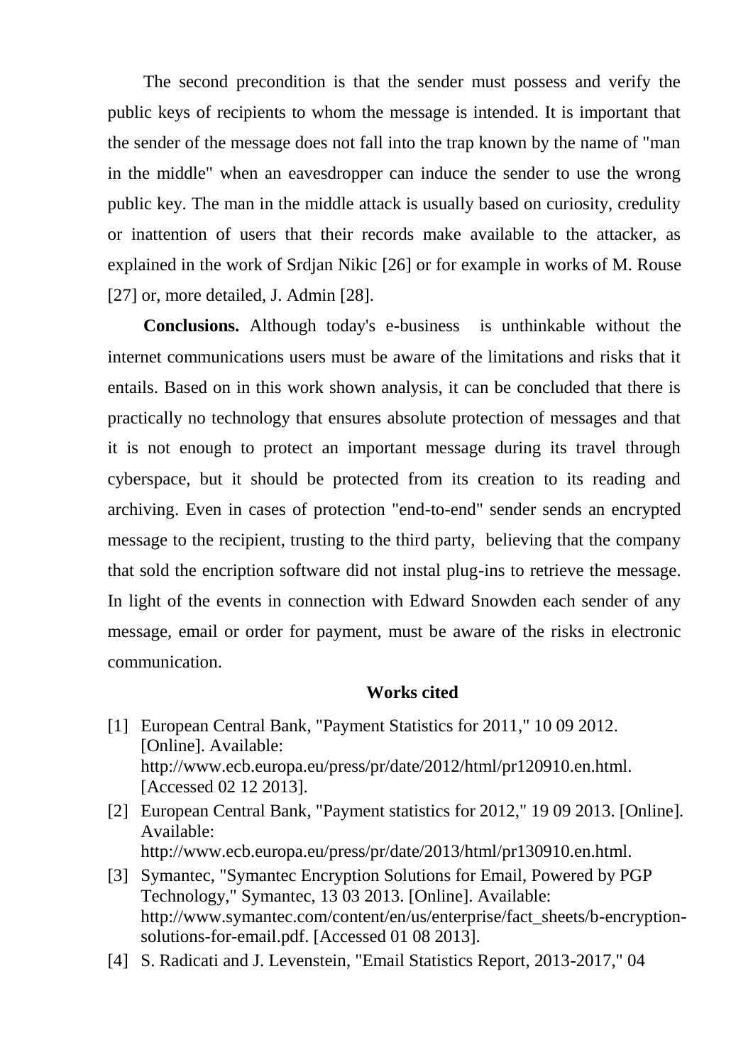The second precondition is that the sender must possess and verify the public keys of recipients to whom the message is intended. It is important that the sender of the message does not fall into the trap known by the name of "man in the middle" when an eavesdropper can induce the sender to use the wrong public key. The man in the middle attack is usually based on curiosity, credulity or inattention of users that their records make available to the attacker, as explained in the work of Srdjan Nikic [26] or for example in works of M. Rouse [27] or, more detailed, J. Admin [28].

**Conclusions.** Although today's e-business is unthinkable without the internet communications users must be aware of the limitations and risks that it entails. Based on in this work shown analysis, it can be concluded that there is practically no technology that ensures absolute protection of messages and that it is not enough to protect an important message during its travel through cyberspace, but it should be protected from its creation to its reading and archiving. Even in cases of protection "end-to-end" sender sends an encrypted message to the recipient, trusting to the third party, believing that the company that sold the encription software did not instal plug-ins to retrieve the message. In light of the events in connection with Edward Snowden each sender of any message, email or order for payment, must be aware of the risks in electronic communication.

**Works cited**

[1] European Central Bank, "Payment Statistics for 2011," 10 09 2012. [Online]. Available: http://www.ecb.europa.eu/press/pr/date/2012/html/pr120910.en.html. [Accessed 02 12 2013].

[2] European Central Bank, "Payment statistics for 2012," 19 09 2013. [Online]. Available: http://www.ecb.europa.eu/press/pr/date/2013/html/pr130910.en.html.

[3] Symantec, "Symantec Encryption Solutions for Email, Powered by PGP Technology," Symantec, 13 03 2013. [Online]. Available: http://www.symantec.com/content/en/us/enterprise/fact_sheets/b-encryption-solutions-for-email.pdf. [Accessed 01 08 2013].

[4] S. Radicati and J. Levenstein, "Email Statistics Report, 2013-2017," 04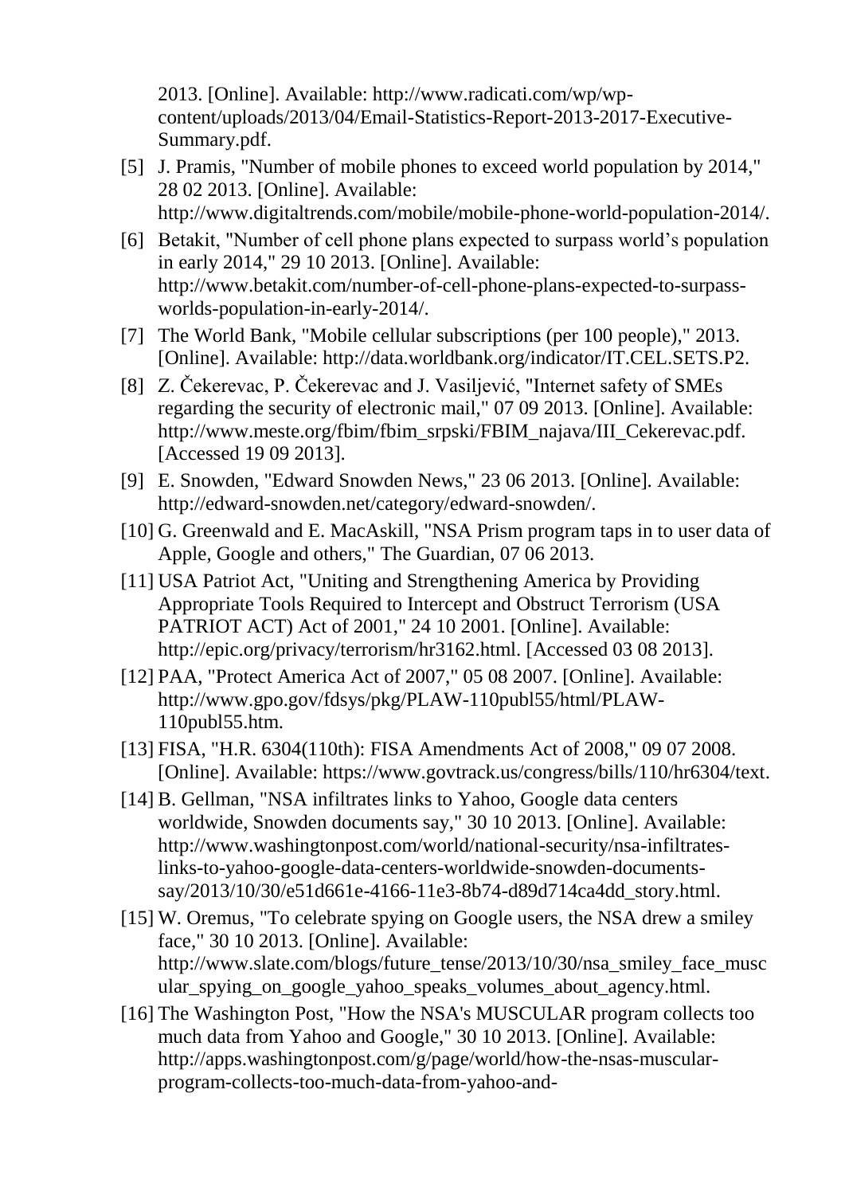2013. [Online]. Available: http://www.radicati.com/wp/wp-content/uploads/2013/04/Email-Statistics-Report-2013-2017-Executive-Summary.pdf.

[5] J. Pramis, "Number of mobile phones to exceed world population by 2014," 28 02 2013. [Online]. Available: http://www.digitaltrends.com/mobile/mobile-phone-world-population-2014/.

[6] Betakit, "Number of cell phone plans expected to surpass world's population in early 2014," 29 10 2013. [Online]. Available: http://www.betakit.com/number-of-cell-phone-plans-expected-to-surpass-worlds-population-in-early-2014/.

[7] The World Bank, "Mobile cellular subscriptions (per 100 people)," 2013. [Online]. Available: http://data.worldbank.org/indicator/IT.CEL.SETS.P2.

[8] Z. Čekerevac, P. Čekerevac and J. Vasiljević, "Internet safety of SMEs regarding the security of electronic mail," 07 09 2013. [Online]. Available: http://www.meste.org/fbim/fbim_srpski/FBIM_najava/III_Cekerevac.pdf. [Accessed 19 09 2013].

[9] E. Snowden, "Edward Snowden News," 23 06 2013. [Online]. Available: http://edward-snowden.net/category/edward-snowden/.

[10] G. Greenwald and E. MacAskill, "NSA Prism program taps in to user data of Apple, Google and others," The Guardian, 07 06 2013.

[11] USA Patriot Act, "Uniting and Strengthening America by Providing Appropriate Tools Required to Intercept and Obstruct Terrorism (USA PATRIOT ACT) Act of 2001," 24 10 2001. [Online]. Available: http://epic.org/privacy/terrorism/hr3162.html. [Accessed 03 08 2013].

[12] PAA, "Protect America Act of 2007," 05 08 2007. [Online]. Available: http://www.gpo.gov/fdsys/pkg/PLAW-110publ55/html/PLAW-110publ55.htm.

[13] FISA, "H.R. 6304(110th): FISA Amendments Act of 2008," 09 07 2008. [Online]. Available: https://www.govtrack.us/congress/bills/110/hr6304/text.

[14] B. Gellman, "NSA infiltrates links to Yahoo, Google data centers worldwide, Snowden documents say," 30 10 2013. [Online]. Available: http://www.washingtonpost.com/world/national-security/nsa-infiltrates-links-to-yahoo-google-data-centers-worldwide-snowden-documents-say/2013/10/30/e51d661e-4166-11e3-8b74-d89d714ca4dd_story.html.

[15] W. Oremus, "To celebrate spying on Google users, the NSA drew a smiley face," 30 10 2013. [Online]. Available: http://www.slate.com/blogs/future_tense/2013/10/30/nsa_smiley_face_muscular_spying_on_google_yahoo_speaks_volumes_about_agency.html.

[16] The Washington Post, "How the NSA's MUSCULAR program collects too much data from Yahoo and Google," 30 10 2013. [Online]. Available: http://apps.washingtonpost.com/g/page/world/how-the-nsas-muscular-program-collects-too-much-data-from-yahoo-and-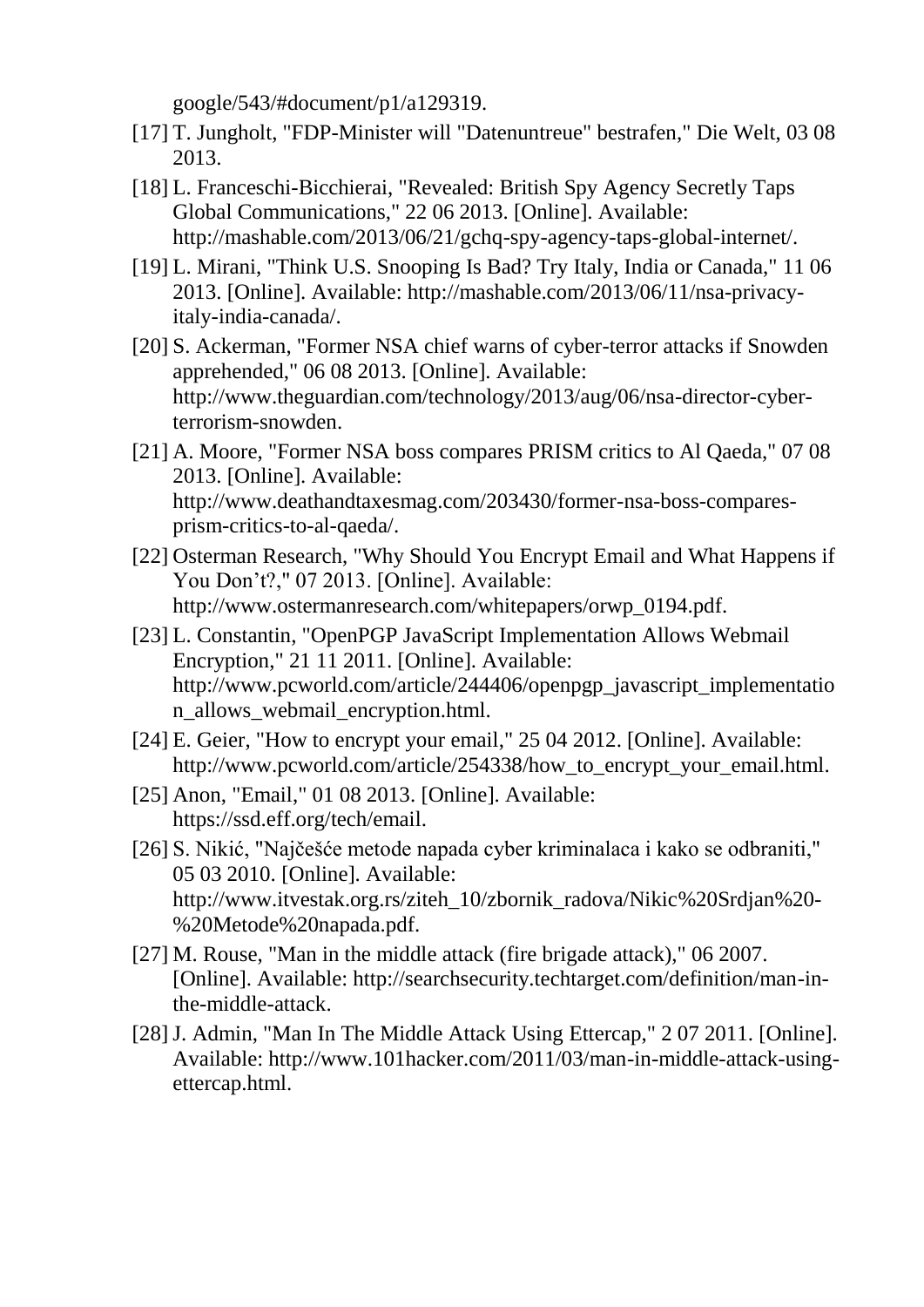google/543/#document/p1/a129319.

[17] T. Jungholt, "FDP-Minister will "Datenuntreue" bestrafen," Die Welt, 03 08 2013.

[18] L. Franceschi-Bicchierai, "Revealed: British Spy Agency Secretly Taps Global Communications," 22 06 2013. [Online]. Available: http://mashable.com/2013/06/21/gchq-spy-agency-taps-global-internet/.

[19] L. Mirani, "Think U.S. Snooping Is Bad? Try Italy, India or Canada," 11 06 2013. [Online]. Available: http://mashable.com/2013/06/11/nsa-privacy-italy-india-canada/.

[20] S. Ackerman, "Former NSA chief warns of cyber-terror attacks if Snowden apprehended," 06 08 2013. [Online]. Available: http://www.theguardian.com/technology/2013/aug/06/nsa-director-cyber-terrorism-snowden.

[21] A. Moore, "Former NSA boss compares PRISM critics to Al Qaeda," 07 08 2013. [Online]. Available: http://www.deathandtaxesmag.com/203430/former-nsa-boss-compares-prism-critics-to-al-qaeda/.

[22] Osterman Research, "Why Should You Encrypt Email and What Happens if You Don't?," 07 2013. [Online]. Available: http://www.ostermanresearch.com/whitepapers/orwp_0194.pdf.

[23] L. Constantin, "OpenPGP JavaScript Implementation Allows Webmail Encryption," 21 11 2011. [Online]. Available: http://www.pcworld.com/article/244406/openpgp_javascript_implementation_allows_webmail_encryption.html.

[24] E. Geier, "How to encrypt your email," 25 04 2012. [Online]. Available: http://www.pcworld.com/article/254338/how_to_encrypt_your_email.html.

[25] Anon, "Email," 01 08 2013. [Online]. Available: https://ssd.eff.org/tech/email.

[26] S. Nikić, "Najčešće metode napada cyber kriminalaca i kako se odbraniti," 05 03 2010. [Online]. Available: http://www.itvestak.org.rs/ziteh_10/zbornik_radova/Nikic%20Srdjan%20-%20Metode%20napada.pdf.

[27] M. Rouse, "Man in the middle attack (fire brigade attack)," 06 2007. [Online]. Available: http://searchsecurity.techtarget.com/definition/man-in-the-middle-attack.

[28] J. Admin, "Man In The Middle Attack Using Ettercap," 2 07 2011. [Online]. Available: http://www.101hacker.com/2011/03/man-in-middle-attack-using-ettercap.html.